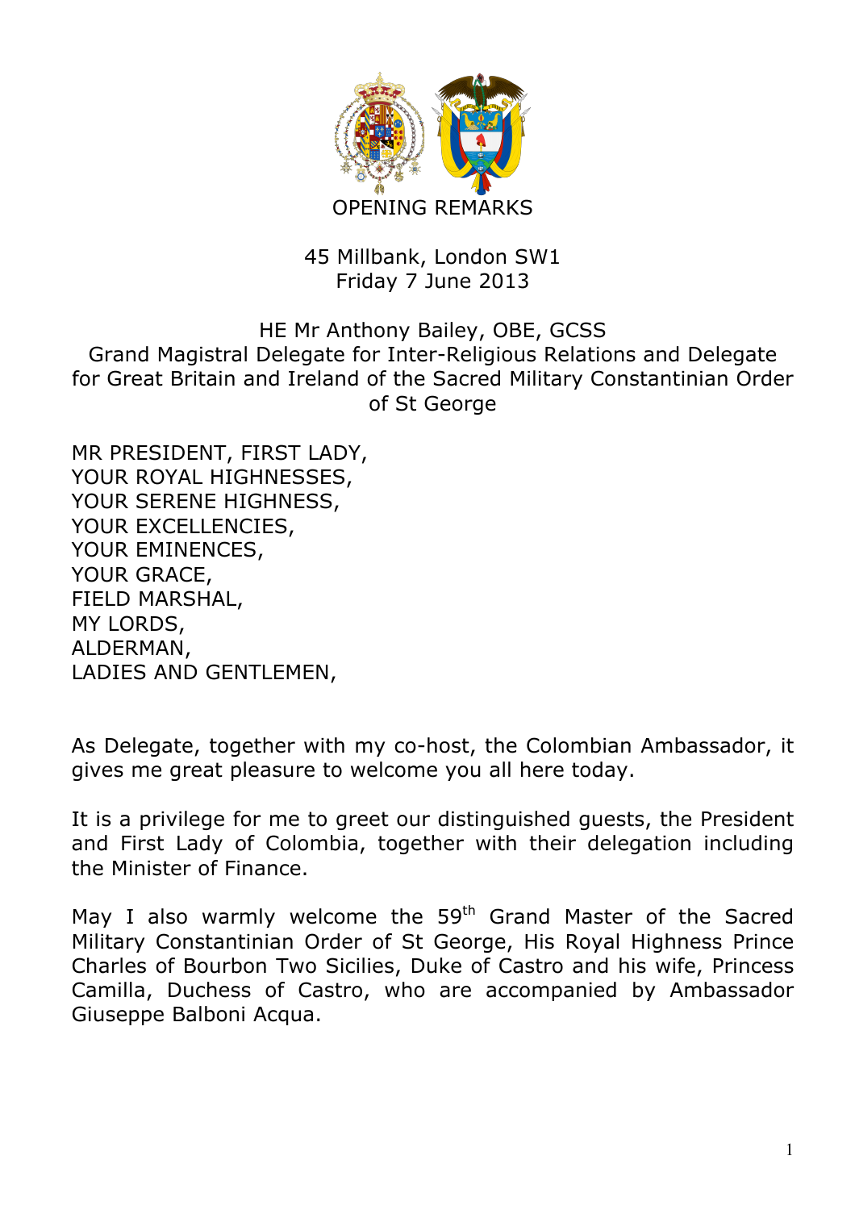# OPENING REMARKS

45 Millbank, London SW1
Friday 7 June 2013

HE Mr Anthony Bailey, OBE, GCSS
Grand Magistral Delegate for Inter-Religious Relations and Delegate for Great Britain and Ireland of the Sacred Military Constantinian Order of St George

MR PRESIDENT, FIRST LADY,
YOUR ROYAL HIGHNESSES,
YOUR SERENE HIGHNESS,
YOUR EXCELLENCIES,
YOUR EMINENCES,
YOUR GRACE,
FIELD MARSHAL,
MY LORDS,
ALDERMAN,
LADIES AND GENTLEMEN,

As Delegate, together with my co-host, the Colombian Ambassador, it gives me great pleasure to welcome you all here today.

It is a privilege for me to greet our distinguished guests, the President and First Lady of Colombia, together with their delegation including the Minister of Finance.

May I also warmly welcome the 59th Grand Master of the Sacred Military Constantinian Order of St George, His Royal Highness Prince Charles of Bourbon Two Sicilies, Duke of Castro and his wife, Princess Camilla, Duchess of Castro, who are accompanied by Ambassador Giuseppe Balboni Acqua.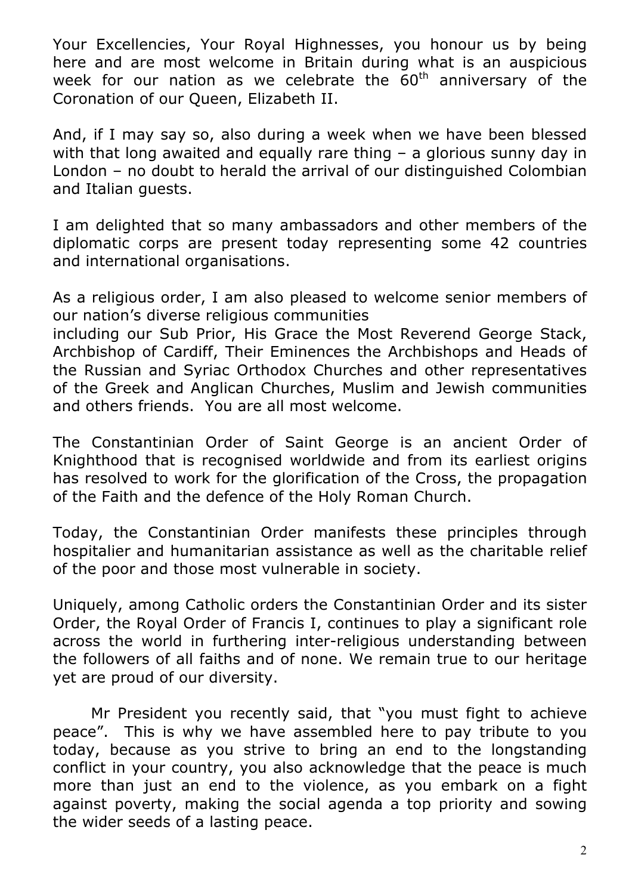Your Excellencies, Your Royal Highnesses, you honour us by being here and are most welcome in Britain during what is an auspicious week for our nation as we celebrate the 60th anniversary of the Coronation of our Queen, Elizabeth II.

And, if I may say so, also during a week when we have been blessed with that long awaited and equally rare thing – a glorious sunny day in London – no doubt to herald the arrival of our distinguished Colombian and Italian guests.

I am delighted that so many ambassadors and other members of the diplomatic corps are present today representing some 42 countries and international organisations.

As a religious order, I am also pleased to welcome senior members of our nation's diverse religious communities
including our Sub Prior, His Grace the Most Reverend George Stack, Archbishop of Cardiff, Their Eminences the Archbishops and Heads of the Russian and Syriac Orthodox Churches and other representatives of the Greek and Anglican Churches, Muslim and Jewish communities and others friends. You are all most welcome.

The Constantinian Order of Saint George is an ancient Order of Knighthood that is recognised worldwide and from its earliest origins has resolved to work for the glorification of the Cross, the propagation of the Faith and the defence of the Holy Roman Church.

Today, the Constantinian Order manifests these principles through hospitalier and humanitarian assistance as well as the charitable relief of the poor and those most vulnerable in society.

Uniquely, among Catholic orders the Constantinian Order and its sister Order, the Royal Order of Francis I, continues to play a significant role across the world in furthering inter-religious understanding between the followers of all faiths and of none. We remain true to our heritage yet are proud of our diversity.

Mr President you recently said, that "you must fight to achieve peace". This is why we have assembled here to pay tribute to you today, because as you strive to bring an end to the longstanding conflict in your country, you also acknowledge that the peace is much more than just an end to the violence, as you embark on a fight against poverty, making the social agenda a top priority and sowing the wider seeds of a lasting peace.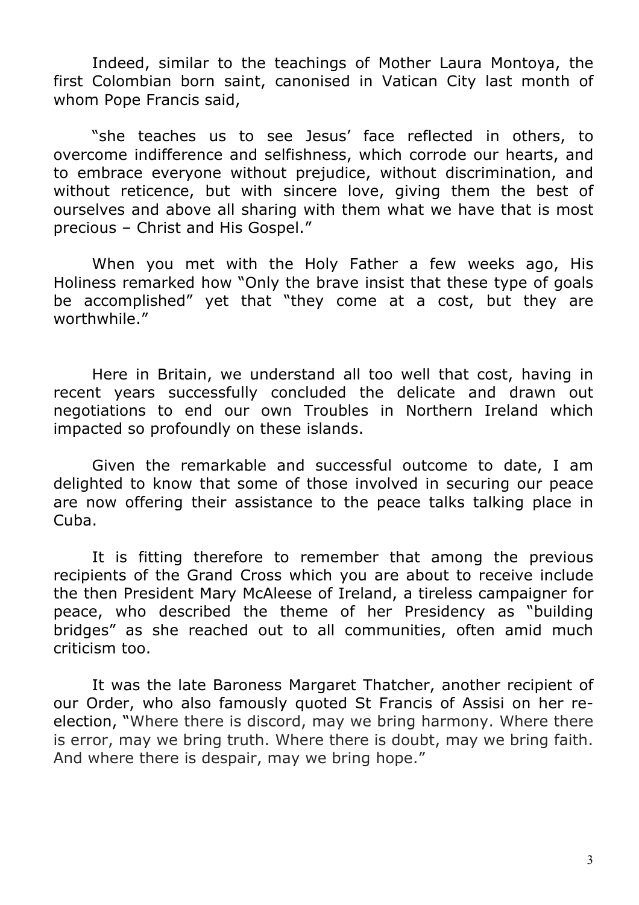Indeed, similar to the teachings of Mother Laura Montoya, the first Colombian born saint, canonised in Vatican City last month of whom Pope Francis said,

"she teaches us to see Jesus' face reflected in others, to overcome indifference and selfishness, which corrode our hearts, and to embrace everyone without prejudice, without discrimination, and without reticence, but with sincere love, giving them the best of ourselves and above all sharing with them what we have that is most precious – Christ and His Gospel."

When you met with the Holy Father a few weeks ago, His Holiness remarked how "Only the brave insist that these type of goals be accomplished" yet that "they come at a cost, but they are worthwhile."

Here in Britain, we understand all too well that cost, having in recent years successfully concluded the delicate and drawn out negotiations to end our own Troubles in Northern Ireland which impacted so profoundly on these islands.

Given the remarkable and successful outcome to date, I am delighted to know that some of those involved in securing our peace are now offering their assistance to the peace talks talking place in Cuba.

It is fitting therefore to remember that among the previous recipients of the Grand Cross which you are about to receive include the then President Mary McAleese of Ireland, a tireless campaigner for peace, who described the theme of her Presidency as "building bridges" as she reached out to all communities, often amid much criticism too.

It was the late Baroness Margaret Thatcher, another recipient of our Order, who also famously quoted St Francis of Assisi on her re-election, "Where there is discord, may we bring harmony. Where there is error, may we bring truth. Where there is doubt, may we bring faith. And where there is despair, may we bring hope."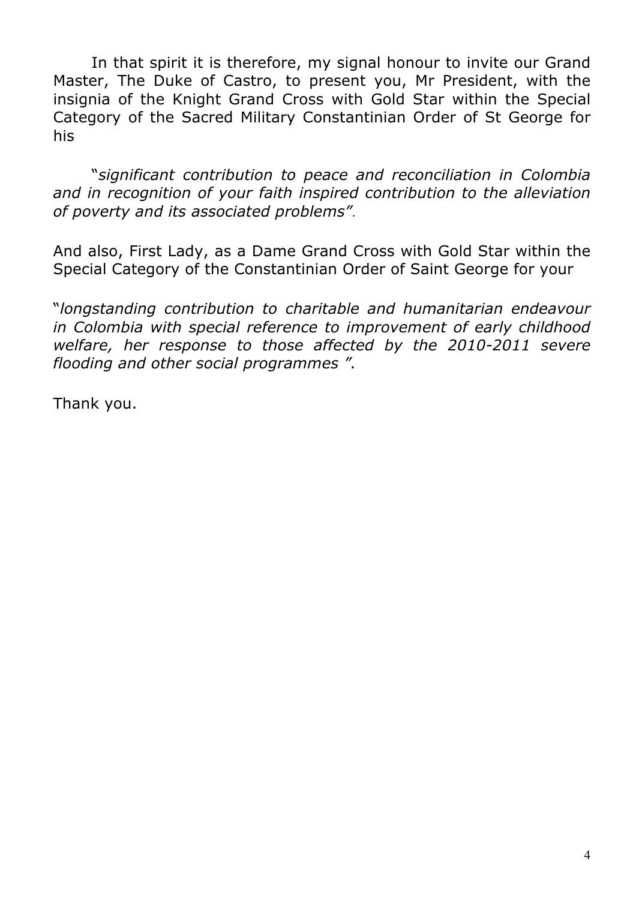In that spirit it is therefore, my signal honour to invite our Grand Master, The Duke of Castro, to present you, Mr President, with the insignia of the Knight Grand Cross with Gold Star within the Special Category of the Sacred Military Constantinian Order of St George for his

"*significant contribution to peace and reconciliation in Colombia and in recognition of your faith inspired contribution to the alleviation of poverty and its associated problems"*.

And also, First Lady, as a Dame Grand Cross with Gold Star within the Special Category of the Constantinian Order of Saint George for your

"*longstanding contribution to charitable and humanitarian endeavour in Colombia with special reference to improvement of early childhood welfare, her response to those affected by the 2010-2011 severe flooding and other social programmes ".*

Thank you.